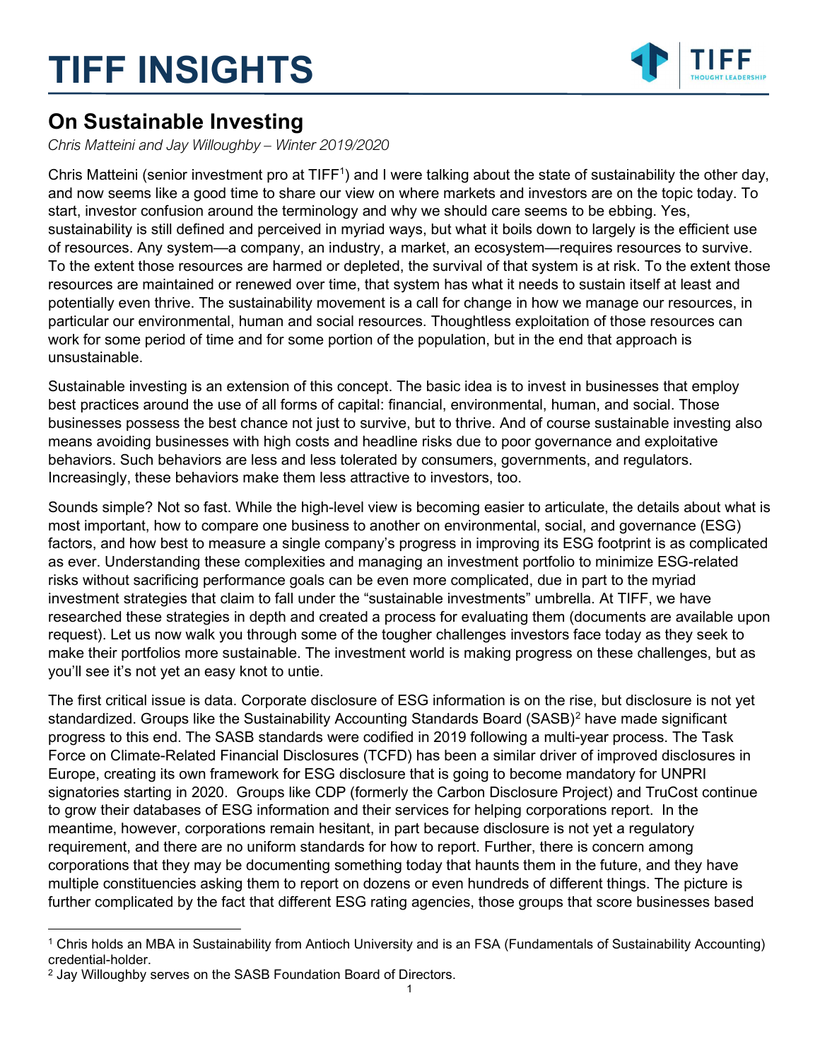# TIFF INSIGHTS

## On Sustainable Investing

*Chris Matteini and Jay Willoughby – Winter 2019/2020*

Chris Matteini (senior investment pro at TIFF[1]) and I were talking about the state of sustainability the other day, and now seems like a good time to share our view on where markets and investors are on the topic today. To start, investor confusion around the terminology and why we should care seems to be ebbing. Yes, sustainability is still defined and perceived in myriad ways, but what it boils down to largely is the efficient use of resources. Any system—a company, an industry, a market, an ecosystem—requires resources to survive. To the extent those resources are harmed or depleted, the survival of that system is at risk. To the extent those resources are maintained or renewed over time, that system has what it needs to sustain itself at least and potentially even thrive. The sustainability movement is a call for change in how we manage our resources, in particular our environmental, human and social resources. Thoughtless exploitation of those resources can work for some period of time and for some portion of the population, but in the end that approach is unsustainable.

Sustainable investing is an extension of this concept. The basic idea is to invest in businesses that employ best practices around the use of all forms of capital: financial, environmental, human, and social. Those businesses possess the best chance not just to survive, but to thrive. And of course sustainable investing also means avoiding businesses with high costs and headline risks due to poor governance and exploitative behaviors. Such behaviors are less and less tolerated by consumers, governments, and regulators. Increasingly, these behaviors make them less attractive to investors, too.

Sounds simple? Not so fast. While the high-level view is becoming easier to articulate, the details about what is most important, how to compare one business to another on environmental, social, and governance (ESG) factors, and how best to measure a single company's progress in improving its ESG footprint is as complicated as ever. Understanding these complexities and managing an investment portfolio to minimize ESG-related risks without sacrificing performance goals can be even more complicated, due in part to the myriad investment strategies that claim to fall under the "sustainable investments" umbrella. At TIFF, we have researched these strategies in depth and created a process for evaluating them (documents are available upon request). Let us now walk you through some of the tougher challenges investors face today as they seek to make their portfolios more sustainable. The investment world is making progress on these challenges, but as you'll see it's not yet an easy knot to untie.

The first critical issue is data. Corporate disclosure of ESG information is on the rise, but disclosure is not yet standardized. Groups like the Sustainability Accounting Standards Board (SASB)[2] have made significant progress to this end. The SASB standards were codified in 2019 following a multi-year process. The Task Force on Climate-Related Financial Disclosures (TCFD) has been a similar driver of improved disclosures in Europe, creating its own framework for ESG disclosure that is going to become mandatory for UNPRI signatories starting in 2020. Groups like CDP (formerly the Carbon Disclosure Project) and TruCost continue to grow their databases of ESG information and their services for helping corporations report. In the meantime, however, corporations remain hesitant, in part because disclosure is not yet a regulatory requirement, and there are no uniform standards for how to report. Further, there is concern among corporations that they may be documenting something today that haunts them in the future, and they have multiple constituencies asking them to report on dozens or even hundreds of different things. The picture is further complicated by the fact that different ESG rating agencies, those groups that score businesses based

---

[1] Chris holds an MBA in Sustainability from Antioch University and is an FSA (Fundamentals of Sustainability Accounting) credential-holder.

[2] Jay Willoughby serves on the SASB Foundation Board of Directors.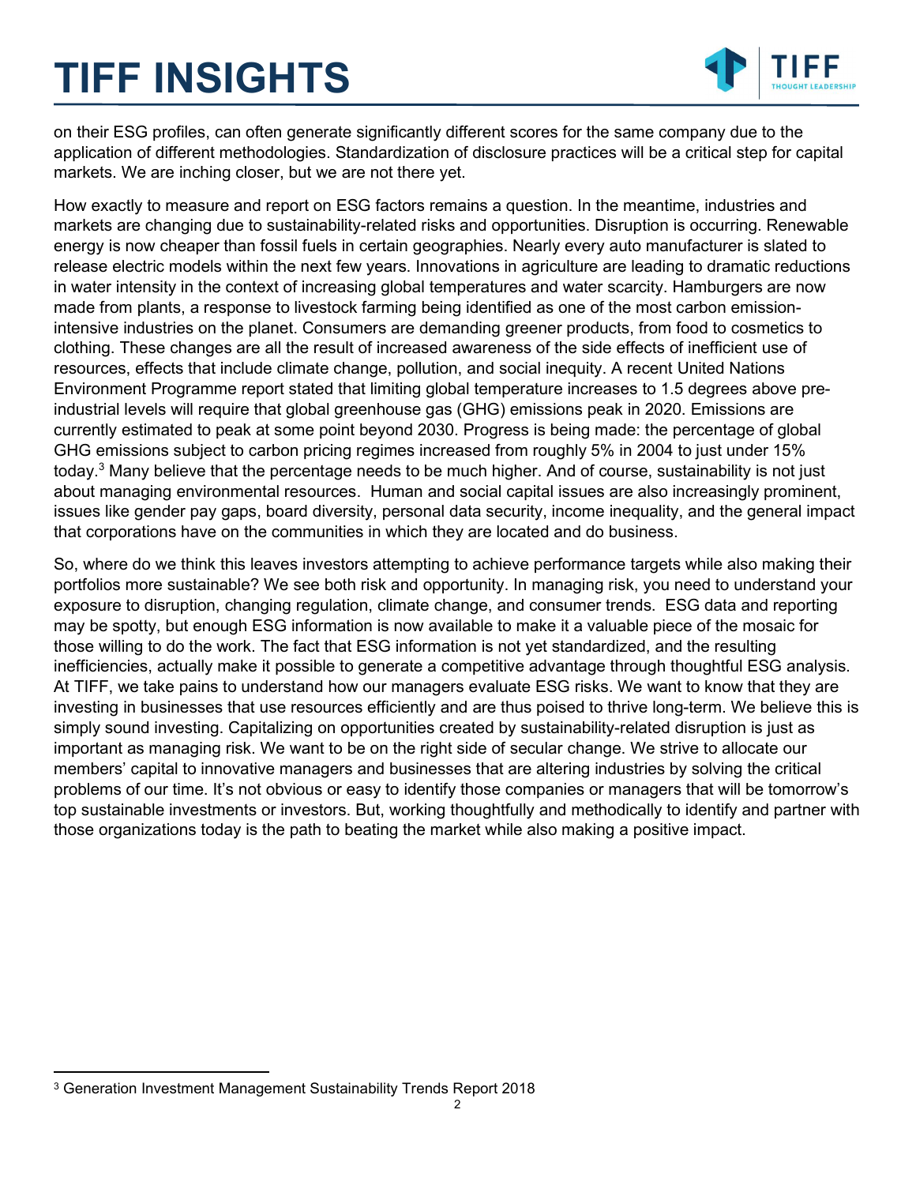on their ESG profiles, can often generate significantly different scores for the same company due to the application of different methodologies. Standardization of disclosure practices will be a critical step for capital markets. We are inching closer, but we are not there yet.

How exactly to measure and report on ESG factors remains a question. In the meantime, industries and markets are changing due to sustainability-related risks and opportunities. Disruption is occurring. Renewable energy is now cheaper than fossil fuels in certain geographies. Nearly every auto manufacturer is slated to release electric models within the next few years. Innovations in agriculture are leading to dramatic reductions in water intensity in the context of increasing global temperatures and water scarcity. Hamburgers are now made from plants, a response to livestock farming being identified as one of the most carbon emission-intensive industries on the planet. Consumers are demanding greener products, from food to cosmetics to clothing. These changes are all the result of increased awareness of the side effects of inefficient use of resources, effects that include climate change, pollution, and social inequity. A recent United Nations Environment Programme report stated that limiting global temperature increases to 1.5 degrees above pre-industrial levels will require that global greenhouse gas (GHG) emissions peak in 2020. Emissions are currently estimated to peak at some point beyond 2030. Progress is being made: the percentage of global GHG emissions subject to carbon pricing regimes increased from roughly 5% in 2004 to just under 15% today.[3] Many believe that the percentage needs to be much higher. And of course, sustainability is not just about managing environmental resources. Human and social capital issues are also increasingly prominent, issues like gender pay gaps, board diversity, personal data security, income inequality, and the general impact that corporations have on the communities in which they are located and do business.

So, where do we think this leaves investors attempting to achieve performance targets while also making their portfolios more sustainable? We see both risk and opportunity. In managing risk, you need to understand your exposure to disruption, changing regulation, climate change, and consumer trends. ESG data and reporting may be spotty, but enough ESG information is now available to make it a valuable piece of the mosaic for those willing to do the work. The fact that ESG information is not yet standardized, and the resulting inefficiencies, actually make it possible to generate a competitive advantage through thoughtful ESG analysis. At TIFF, we take pains to understand how our managers evaluate ESG risks. We want to know that they are investing in businesses that use resources efficiently and are thus poised to thrive long-term. We believe this is simply sound investing. Capitalizing on opportunities created by sustainability-related disruption is just as important as managing risk. We want to be on the right side of secular change. We strive to allocate our members' capital to innovative managers and businesses that are altering industries by solving the critical problems of our time. It's not obvious or easy to identify those companies or managers that will be tomorrow's top sustainable investments or investors. But, working thoughtfully and methodically to identify and partner with those organizations today is the path to beating the market while also making a positive impact.

[3] Generation Investment Management Sustainability Trends Report 2018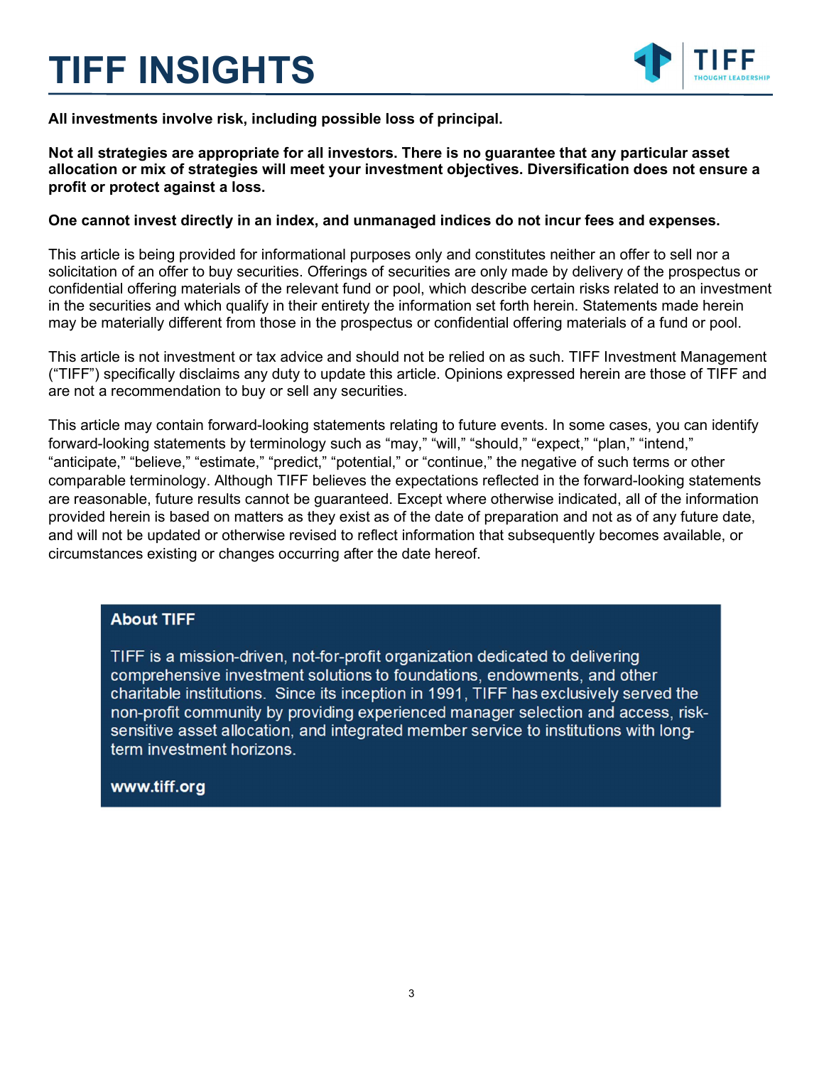**All investments involve risk, including possible loss of principal.**

**Not all strategies are appropriate for all investors. There is no guarantee that any particular asset allocation or mix of strategies will meet your investment objectives. Diversification does not ensure a profit or protect against a loss.**

**One cannot invest directly in an index, and unmanaged indices do not incur fees and expenses.**

This article is being provided for informational purposes only and constitutes neither an offer to sell nor a solicitation of an offer to buy securities. Offerings of securities are only made by delivery of the prospectus or confidential offering materials of the relevant fund or pool, which describe certain risks related to an investment in the securities and which qualify in their entirety the information set forth herein. Statements made herein may be materially different from those in the prospectus or confidential offering materials of a fund or pool.

This article is not investment or tax advice and should not be relied on as such. TIFF Investment Management ("TIFF") specifically disclaims any duty to update this article. Opinions expressed herein are those of TIFF and are not a recommendation to buy or sell any securities.

This article may contain forward-looking statements relating to future events. In some cases, you can identify forward-looking statements by terminology such as "may," "will," "should," "expect," "plan," "intend," "anticipate," "believe," "estimate," "predict," "potential," or "continue," the negative of such terms or other comparable terminology. Although TIFF believes the expectations reflected in the forward-looking statements are reasonable, future results cannot be guaranteed. Except where otherwise indicated, all of the information provided herein is based on matters as they exist as of the date of preparation and not as of any future date, and will not be updated or otherwise revised to reflect information that subsequently becomes available, or circumstances existing or changes occurring after the date hereof.

**About TIFF**

TIFF is a mission-driven, not-for-profit organization dedicated to delivering comprehensive investment solutions to foundations, endowments, and other charitable institutions. Since its inception in 1991, TIFF has exclusively served the non-profit community by providing experienced manager selection and access, risk-sensitive asset allocation, and integrated member service to institutions with long-term investment horizons.

**www.tiff.org**